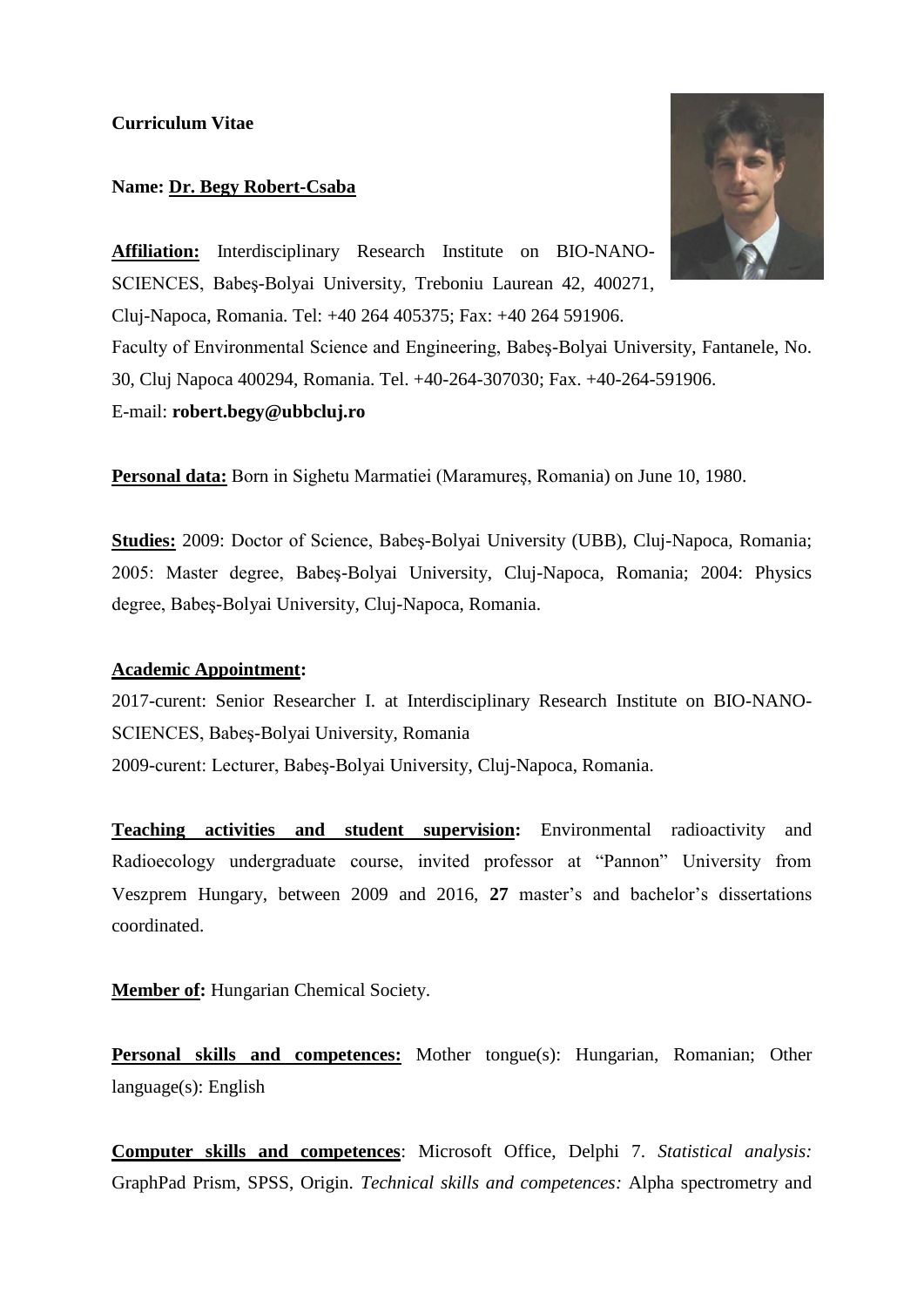**Curriculum Vitae**

**Name: Dr. Begy Robert-Csaba**

**Affiliation:** Interdisciplinary Research Institute on BIO-NANO-SCIENCES, Babeş-Bolyai University, Treboniu Laurean 42, 400271, Cluj-Napoca, Romania. Tel: +40 264 405375; Fax: +40 264 591906.
Faculty of Environmental Science and Engineering, Babeş-Bolyai University, Fantanele, No. 30, Cluj Napoca 400294, Romania. Tel. +40-264-307030; Fax. +40-264-591906.
E-mail: **robert.begy@ubbcluj.ro**

**Personal data:** Born in Sighetu Marmatiei (Maramureş, Romania) on June 10, 1980.

**Studies:** 2009: Doctor of Science, Babeş-Bolyai University (UBB), Cluj-Napoca, Romania; 2005: Master degree, Babeş-Bolyai University, Cluj-Napoca, Romania; 2004: Physics degree, Babeş-Bolyai University, Cluj-Napoca, Romania.

**Academic Appointment:**

2017-curent: Senior Researcher I. at Interdisciplinary Research Institute on BIO-NANO-SCIENCES, Babeş-Bolyai University, Romania

2009-curent: Lecturer, Babeş-Bolyai University, Cluj-Napoca, Romania.

**Teaching activities and student supervision:** Environmental radioactivity and Radioecology undergraduate course, invited professor at "Pannon" University from Veszprem Hungary, between 2009 and 2016, **27** master's and bachelor's dissertations coordinated.

**Member of:** Hungarian Chemical Society.

**Personal skills and competences:** Mother tongue(s): Hungarian, Romanian; Other language(s): English

**Computer skills and competences**: Microsoft Office, Delphi 7. *Statistical analysis:* GraphPad Prism, SPSS, Origin. *Technical skills and competences:* Alpha spectrometry and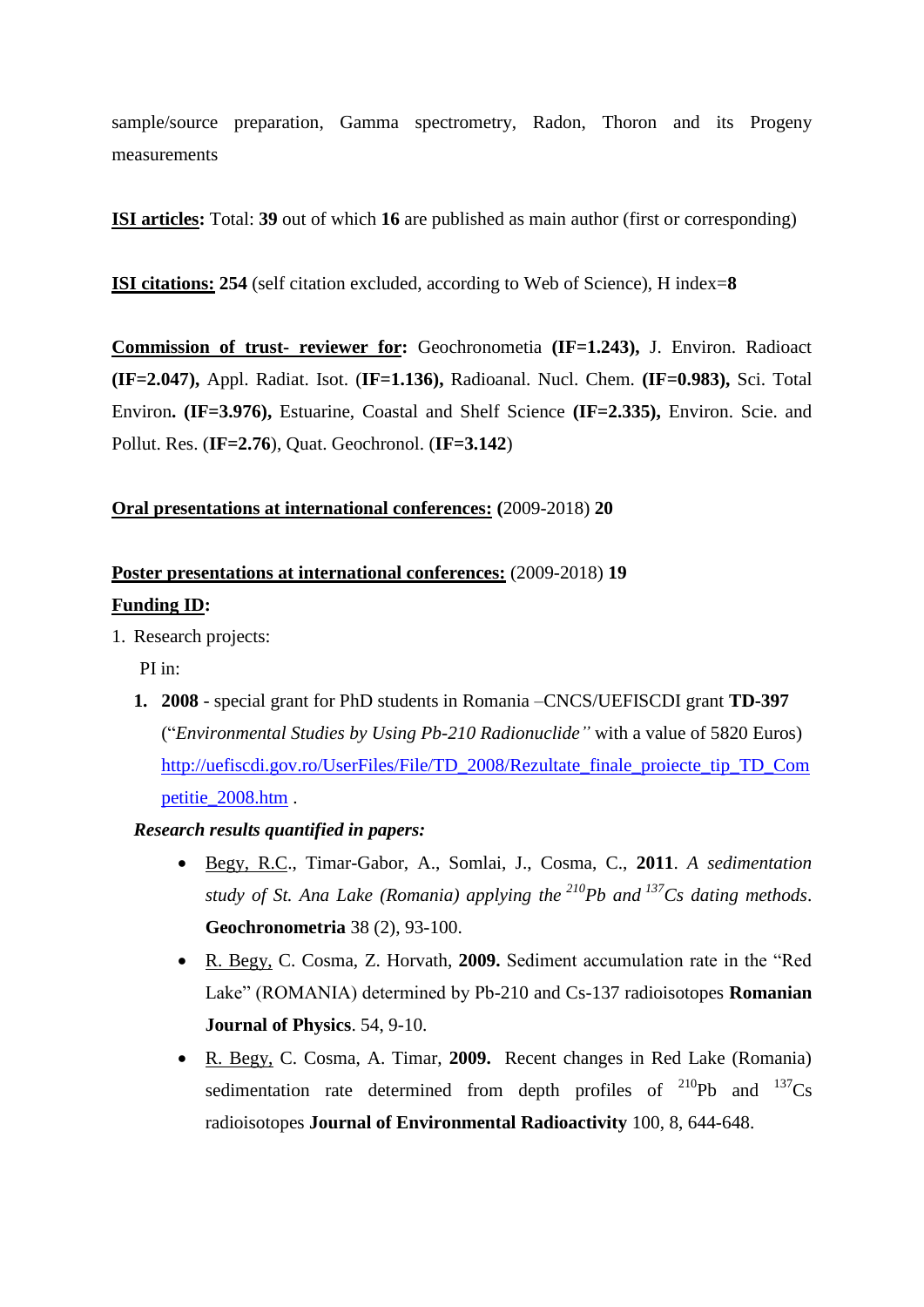sample/source preparation, Gamma spectrometry, Radon, Thoron and its Progeny measurements

<u>**ISI articles**</u>**:** Total: **39** out of which **16** are published as main author (first or corresponding)

<u>**ISI citations:**</u> **254** (self citation excluded, according to Web of Science), H index=**8**

<u>**Commission of trust- reviewer for**</u>**:** Geochronometia **(IF=1.243),** J. Environ. Radioact **(IF=2.047),** Appl. Radiat. Isot. (**IF=1.136),** Radioanal. Nucl. Chem. **(IF=0.983),** Sci. Total Environ**. (IF=3.976),** Estuarine, Coastal and Shelf Science **(IF=2.335),** Environ. Scie. and Pollut. Res. (**IF=2.76**), Quat. Geochronol. (**IF=3.142**)

<u>**Oral presentations at international conferences:**</u> **(**2009-2018) **20**

<u>**Poster presentations at international conferences:**</u> (2009-2018) **19**

<u>**Funding ID**</u>**:**

1. Research projects:

   PI in:

   **1.** **2008** - special grant for PhD students in Romania –CNCS/UEFISCDI grant **TD-397** ("*Environmental Studies by Using Pb-210 Radionuclide"* with a value of 5820 Euros) http://uefiscdi.gov.ro/UserFiles/File/TD_2008/Rezultate_finale_proiecte_tip_TD_Competitie_2008.htm .

   ***Research results quantified in papers:***

   - <u>Begy, R.C.</u>, Timar-Gabor, A., Somlai, J., Cosma, C., **2011**. *A sedimentation study of St. Ana Lake (Romania) applying the $^{210}$Pb and $^{137}$Cs dating methods*. **Geochronometria** 38 (2), 93-100.
   - <u>R. Begy,</u> C. Cosma, Z. Horvath, **2009.** Sediment accumulation rate in the "Red Lake" (ROMANIA) determined by Pb-210 and Cs-137 radioisotopes **Romanian Journal of Physics**. 54, 9-10.
   - <u>R. Begy,</u> C. Cosma, A. Timar, **2009.** Recent changes in Red Lake (Romania) sedimentation rate determined from depth profiles of $^{210}$Pb and $^{137}$Cs radioisotopes **Journal of Environmental Radioactivity** 100, 8, 644-648.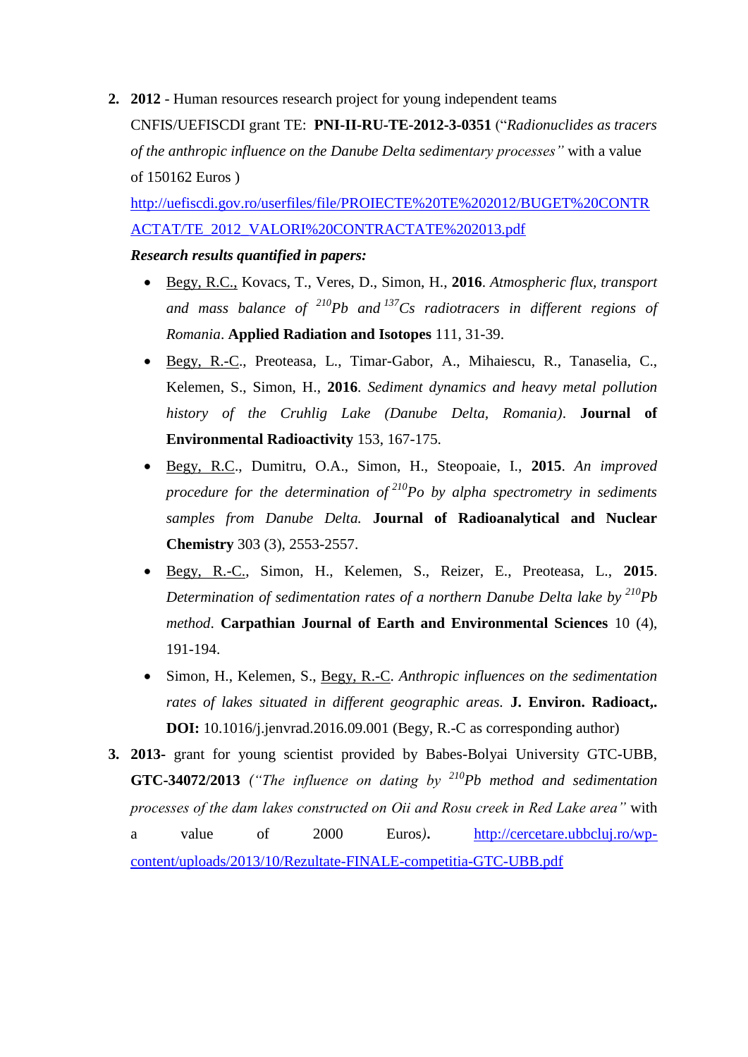2. **2012** - Human resources research project for young independent teams CNFIS/UEFISCDI grant TE: **PNI-II-RU-TE-2012-3-0351** ("*Radionuclides as tracers of the anthropic influence on the Danube Delta sedimentary processes"* with a value of 150162 Euros )
   [http://uefiscdi.gov.ro/userfiles/file/PROIECTE%20TE%202012/BUGET%20CONTRACTAT/TE_2012_VALORI%20CONTRACTATE%202013.pdf](http://uefiscdi.gov.ro/userfiles/file/PROIECTE%20TE%202012/BUGET%20CONTRACTAT/TE_2012_VALORI%20CONTRACTATE%202013.pdf)

   ***Research results quantified in papers:***

   - Begy, R.C., Kovacs, T., Veres, D., Simon, H., **2016**. *Atmospheric flux, transport and mass balance of $^{210}$Pb and $^{137}$Cs radiotracers in different regions of Romania*. **Applied Radiation and Isotopes** 111, 31-39.
   - Begy, R.-C., Preoteasa, L., Timar-Gabor, A., Mihaiescu, R., Tanaselia, C., Kelemen, S., Simon, H., **2016**. *Sediment dynamics and heavy metal pollution history of the Cruhlig Lake (Danube Delta, Romania)*. **Journal of Environmental Radioactivity** 153, 167-175.
   - Begy, R.C., Dumitru, O.A., Simon, H., Steopoaie, I., **2015**. *An improved procedure for the determination of $^{210}$Po by alpha spectrometry in sediments samples from Danube Delta.* **Journal of Radioanalytical and Nuclear Chemistry** 303 (3), 2553-2557.
   - Begy, R.-C., Simon, H., Kelemen, S., Reizer, E., Preoteasa, L., **2015**. *Determination of sedimentation rates of a northern Danube Delta lake by $^{210}$Pb method*. **Carpathian Journal of Earth and Environmental Sciences** 10 (4), 191-194.
   - Simon, H., Kelemen, S., Begy, R.-C. *Anthropic influences on the sedimentation rates of lakes situated in different geographic areas.* **J. Environ. Radioact,. DOI:** 10.1016/j.jenvrad.2016.09.001 (Begy, R.-C as corresponding author)

3. **2013**- grant for young scientist provided by Babes-Bolyai University GTC-UBB, **GTC-34072/2013** *("The influence on dating by $^{210}$Pb method and sedimentation processes of the dam lakes constructed on Oii and Rosu creek in Red Lake area"* with a value of 2000 Euros*)***.** [http://cercetare.ubbcluj.ro/wp-content/uploads/2013/10/Rezultate-FINALE-competitia-GTC-UBB.pdf](http://cercetare.ubbcluj.ro/wp-content/uploads/2013/10/Rezultate-FINALE-competitia-GTC-UBB.pdf)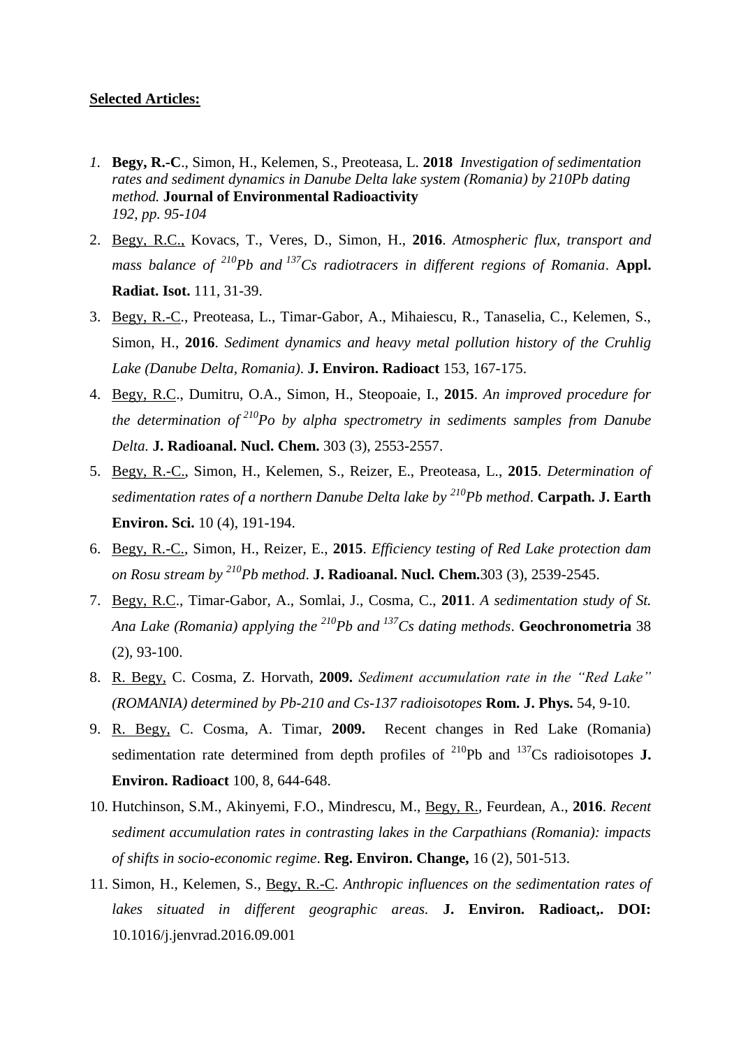**Selected Articles:**

1. **Begy, R.-C**., Simon, H., Kelemen, S., Preoteasa, L. **2018** *Investigation of sedimentation rates and sediment dynamics in Danube Delta lake system (Romania) by 210Pb dating method.* **Journal of Environmental Radioactivity** *192, pp. 95-104*
2. Begy, R.C., Kovacs, T., Veres, D., Simon, H., **2016**. *Atmospheric flux, transport and mass balance of $^{210}$Pb and $^{137}$Cs radiotracers in different regions of Romania*. **Appl. Radiat. Isot.** 111, 31-39.
3. Begy, R.-C., Preoteasa, L., Timar-Gabor, A., Mihaiescu, R., Tanaselia, C., Kelemen, S., Simon, H., **2016**. *Sediment dynamics and heavy metal pollution history of the Cruhlig Lake (Danube Delta, Romania)*. **J. Environ. Radioact** 153, 167-175.
4. Begy, R.C., Dumitru, O.A., Simon, H., Steopoaie, I., **2015**. *An improved procedure for the determination of $^{210}$Po by alpha spectrometry in sediments samples from Danube Delta.* **J. Radioanal. Nucl. Chem.** 303 (3), 2553-2557.
5. Begy, R.-C., Simon, H., Kelemen, S., Reizer, E., Preoteasa, L., **2015**. *Determination of sedimentation rates of a northern Danube Delta lake by $^{210}$Pb method*. **Carpath. J. Earth Environ. Sci.** 10 (4), 191-194.
6. Begy, R.-C., Simon, H., Reizer, E., **2015**. *Efficiency testing of Red Lake protection dam on Rosu stream by $^{210}$Pb method*. **J. Radioanal. Nucl. Chem.**303 (3), 2539-2545.
7. Begy, R.C., Timar-Gabor, A., Somlai, J., Cosma, C., **2011**. *A sedimentation study of St. Ana Lake (Romania) applying the $^{210}$Pb and $^{137}$Cs dating methods*. **Geochronometria** 38 (2), 93-100.
8. R. Begy, C. Cosma, Z. Horvath, **2009.** *Sediment accumulation rate in the "Red Lake" (ROMANIA) determined by Pb-210 and Cs-137 radioisotopes* **Rom. J. Phys.** 54, 9-10.
9. R. Begy, C. Cosma, A. Timar, **2009.** Recent changes in Red Lake (Romania) sedimentation rate determined from depth profiles of $^{210}$Pb and $^{137}$Cs radioisotopes **J. Environ. Radioact** 100, 8, 644-648.
10. Hutchinson, S.M., Akinyemi, F.O., Mindrescu, M., Begy, R., Feurdean, A., **2016**. *Recent sediment accumulation rates in contrasting lakes in the Carpathians (Romania): impacts of shifts in socio-economic regime*. **Reg. Environ. Change,** 16 (2), 501-513.
11. Simon, H., Kelemen, S., Begy, R.-C. *Anthropic influences on the sedimentation rates of lakes situated in different geographic areas.* **J. Environ. Radioact,. DOI:** 10.1016/j.jenvrad.2016.09.001